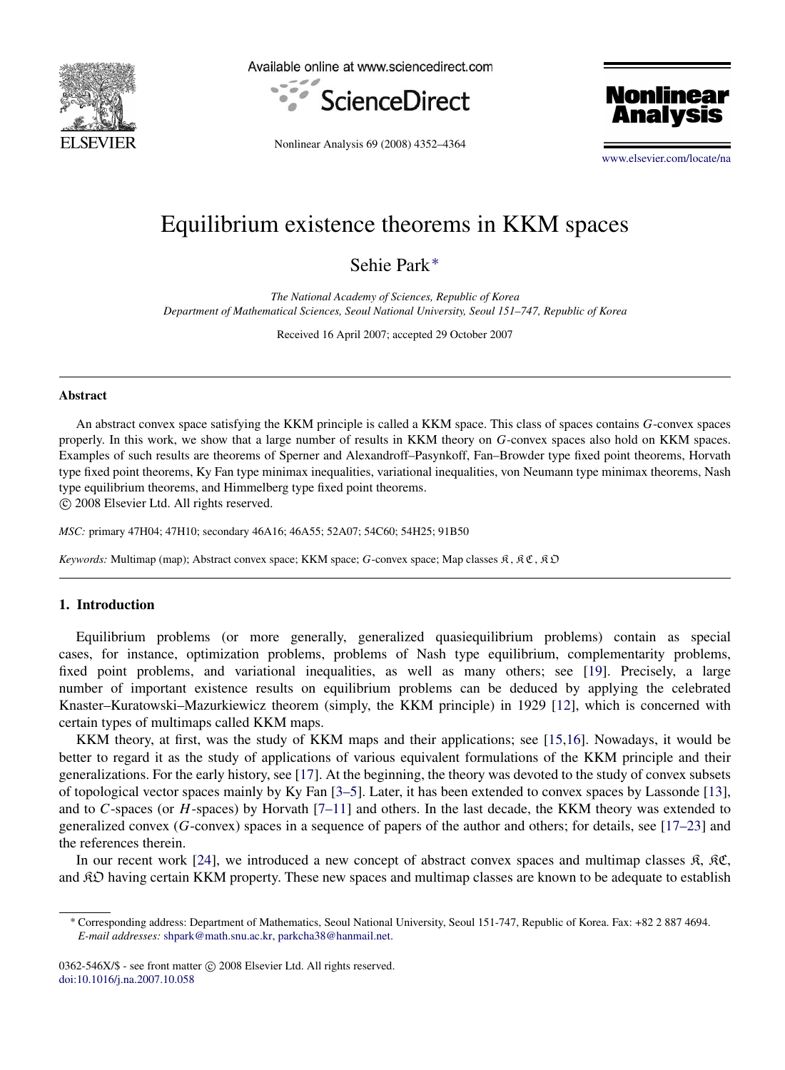# Equilibrium existence theorems in KKM spaces

Sehie Park*

*The National Academy of Sciences, Republic of Korea*
*Department of Mathematical Sciences, Seoul National University, Seoul 151–747, Republic of Korea*

Received 16 April 2007; accepted 29 October 2007

## Abstract

An abstract convex space satisfying the KKM principle is called a KKM space. This class of spaces contains $G$-convex spaces properly. In this work, we show that a large number of results in KKM theory on $G$-convex spaces also hold on KKM spaces. Examples of such results are theorems of Sperner and Alexandroff–Pasynkoff, Fan–Browder type fixed point theorems, Horvath type fixed point theorems, Ky Fan type minimax inequalities, variational inequalities, von Neumann type minimax theorems, Nash type equilibrium theorems, and Himmelberg type fixed point theorems.
© 2008 Elsevier Ltd. All rights reserved.

*MSC:* primary 47H04; 47H10; secondary 46A16; 46A55; 52A07; 54C60; 54H25; 91B50

*Keywords:* Multimap (map); Abstract convex space; KKM space; $G$-convex space; Map classes $\mathfrak{K}$, $\mathfrak{KC}$, $\mathfrak{KO}$

## 1. Introduction

Equilibrium problems (or more generally, generalized quasiequilibrium problems) contain as special cases, for instance, optimization problems, problems of Nash type equilibrium, complementarity problems, fixed point problems, and variational inequalities, as well as many others; see [19]. Precisely, a large number of important existence results on equilibrium problems can be deduced by applying the celebrated Knaster–Kuratowski–Mazurkiewicz theorem (simply, the KKM principle) in 1929 [12], which is concerned with certain types of multimaps called KKM maps.

KKM theory, at first, was the study of KKM maps and their applications; see [15,16]. Nowadays, it would be better to regard it as the study of applications of various equivalent formulations of the KKM principle and their generalizations. For the early history, see [17]. At the beginning, the theory was devoted to the study of convex subsets of topological vector spaces mainly by Ky Fan [3–5]. Later, it has been extended to convex spaces by Lassonde [13], and to $C$-spaces (or $H$-spaces) by Horvath [7–11] and others. In the last decade, the KKM theory was extended to generalized convex ($G$-convex) spaces in a sequence of papers of the author and others; for details, see [17–23] and the references therein.

In our recent work [24], we introduced a new concept of abstract convex spaces and multimap classes $\mathfrak{K}$, $\mathfrak{KC}$, and $\mathfrak{KO}$ having certain KKM property. These new spaces and multimap classes are known to be adequate to establish

---

* Corresponding address: Department of Mathematics, Seoul National University, Seoul 151-747, Republic of Korea. Fax: +82 2 887 4694.
*E-mail addresses:* shpark@math.snu.ac.kr, parkcha38@hanmail.net.

0362-546X/$ - see front matter © 2008 Elsevier Ltd. All rights reserved.
doi:10.1016/j.na.2007.10.058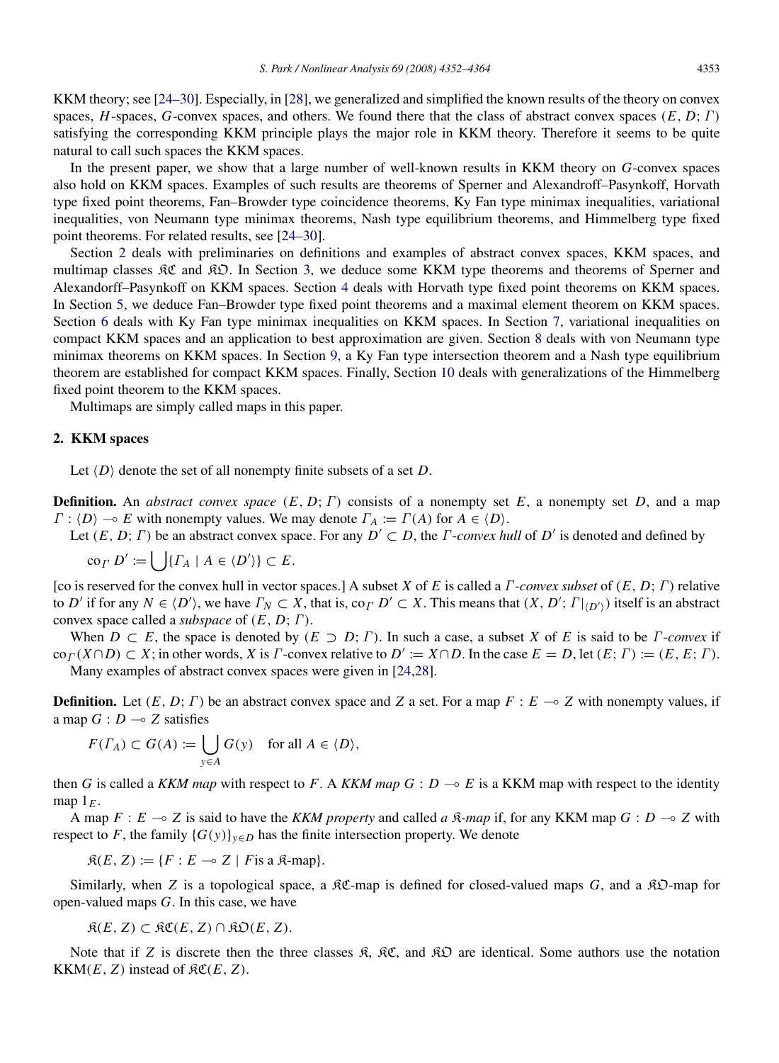KKM theory; see [24–30]. Especially, in [28], we generalized and simplified the known results of the theory on convex spaces, $H$-spaces, $G$-convex spaces, and others. We found there that the class of abstract convex spaces $(E, D; \Gamma)$ satisfying the corresponding KKM principle plays the major role in KKM theory. Therefore it seems to be quite natural to call such spaces the KKM spaces.

In the present paper, we show that a large number of well-known results in KKM theory on $G$-convex spaces also hold on KKM spaces. Examples of such results are theorems of Sperner and Alexandroff–Pasynkoff, Horvath type fixed point theorems, Fan–Browder type coincidence theorems, Ky Fan type minimax inequalities, variational inequalities, von Neumann type minimax theorems, Nash type equilibrium theorems, and Himmelberg type fixed point theorems. For related results, see [24–30].

Section 2 deals with preliminaries on definitions and examples of abstract convex spaces, KKM spaces, and multimap classes $\mathfrak{KC}$ and $\mathfrak{KO}$. In Section 3, we deduce some KKM type theorems and theorems of Sperner and Alexandorff–Pasynkoff on KKM spaces. Section 4 deals with Horvath type fixed point theorems on KKM spaces. In Section 5, we deduce Fan–Browder type fixed point theorems and a maximal element theorem on KKM spaces. Section 6 deals with Ky Fan type minimax inequalities on KKM spaces. In Section 7, variational inequalities on compact KKM spaces and an application to best approximation are given. Section 8 deals with von Neumann type minimax theorems on KKM spaces. In Section 9, a Ky Fan type intersection theorem and a Nash type equilibrium theorem are established for compact KKM spaces. Finally, Section 10 deals with generalizations of the Himmelberg fixed point theorem to the KKM spaces.

Multimaps are simply called maps in this paper.

## 2. KKM spaces

Let $\langle D \rangle$ denote the set of all nonempty finite subsets of a set $D$.

**Definition.** An *abstract convex space* $(E, D; \Gamma)$ consists of a nonempty set $E$, a nonempty set $D$, and a map $\Gamma : \langle D \rangle \multimap E$ with nonempty values. We may denote $\Gamma_A := \Gamma(A)$ for $A \in \langle D \rangle$.

Let $(E, D; \Gamma)$ be an abstract convex space. For any $D' \subset D$, the *$\Gamma$-convex hull* of $D'$ is denoted and defined by

$$\mathrm{co}_\Gamma D' := \bigcup \{\Gamma_A \mid A \in \langle D' \rangle\} \subset E.$$

[co is reserved for the convex hull in vector spaces.] A subset $X$ of $E$ is called a *$\Gamma$-convex subset* of $(E, D; \Gamma)$ relative to $D'$ if for any $N \in \langle D' \rangle$, we have $\Gamma_N \subset X$, that is, $\mathrm{co}_\Gamma D' \subset X$. This means that $(X, D'; \Gamma|_{\langle D' \rangle})$ itself is an abstract convex space called a *subspace* of $(E, D; \Gamma)$.

When $D \subset E$, the space is denoted by $(E \supset D; \Gamma)$. In such a case, a subset $X$ of $E$ is said to be *$\Gamma$-convex* if $\mathrm{co}_\Gamma(X \cap D) \subset X$; in other words, $X$ is $\Gamma$-convex relative to $D' := X \cap D$. In the case $E = D$, let $(E; \Gamma) := (E, E; \Gamma)$.

Many examples of abstract convex spaces were given in [24,28].

**Definition.** Let $(E, D; \Gamma)$ be an abstract convex space and $Z$ a set. For a map $F : E \multimap Z$ with nonempty values, if a map $G : D \multimap Z$ satisfies

$$F(\Gamma_A) \subset G(A) := \bigcup_{y \in A} G(y) \quad \text{for all } A \in \langle D \rangle,$$

then $G$ is called a *KKM map* with respect to $F$. A *KKM map* $G : D \multimap E$ is a KKM map with respect to the identity map $1_E$.

A map $F : E \multimap Z$ is said to have the *KKM property* and called *a $\mathfrak{K}$-map* if, for any KKM map $G : D \multimap Z$ with respect to $F$, the family $\{G(y)\}_{y \in D}$ has the finite intersection property. We denote

$$\mathfrak{K}(E, Z) := \{F : E \multimap Z \mid F \text{is a } \mathfrak{K}\text{-map}\}.$$

Similarly, when $Z$ is a topological space, a $\mathfrak{KC}$-map is defined for closed-valued maps $G$, and a $\mathfrak{KO}$-map for open-valued maps $G$. In this case, we have

$$\mathfrak{K}(E, Z) \subset \mathfrak{KC}(E, Z) \cap \mathfrak{KO}(E, Z).$$

Note that if $Z$ is discrete then the three classes $\mathfrak{K}$, $\mathfrak{KC}$, and $\mathfrak{KO}$ are identical. Some authors use the notation $\mathrm{KKM}(E, Z)$ instead of $\mathfrak{KC}(E, Z)$.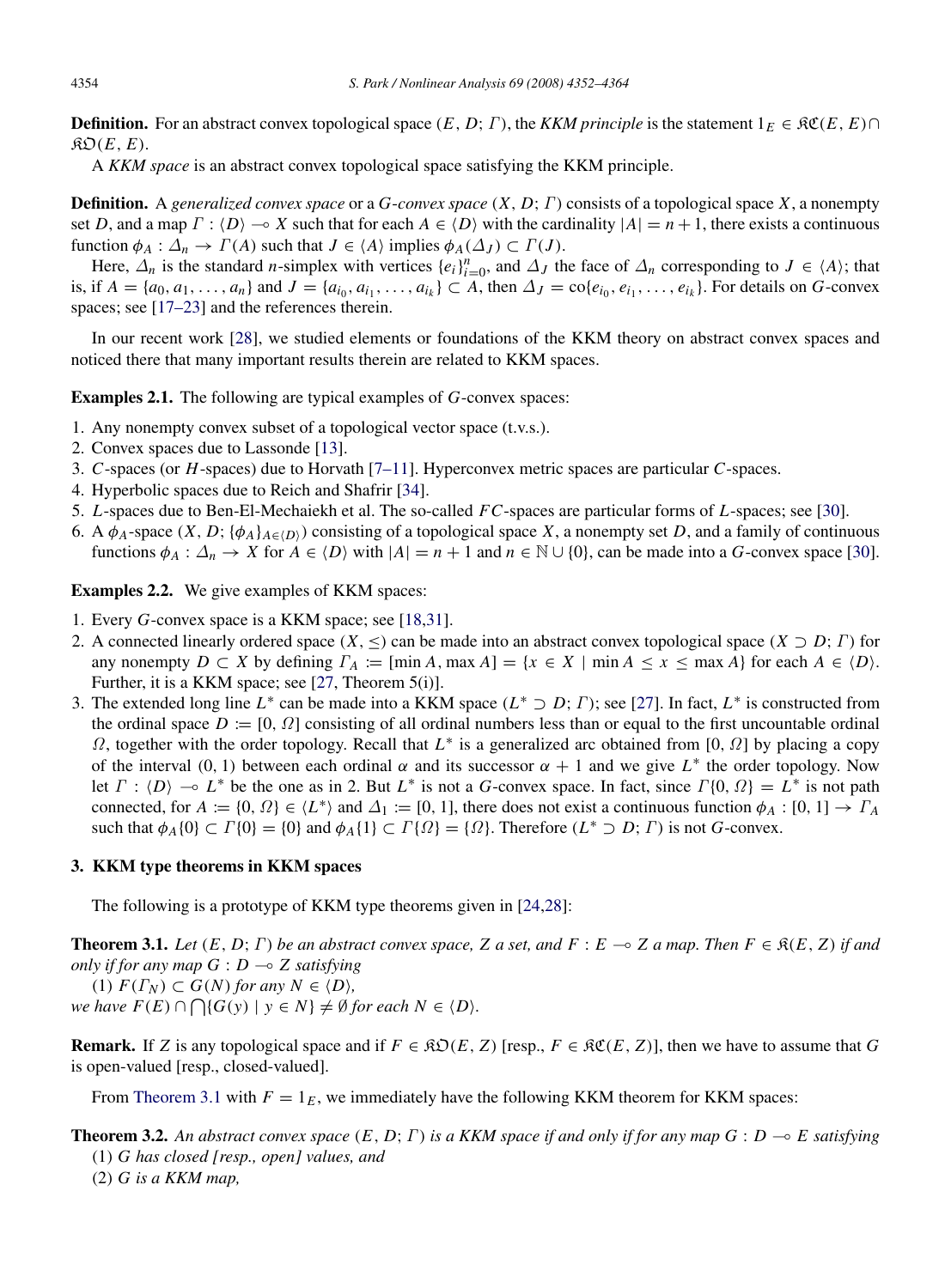**Definition.** For an abstract convex topological space $(E, D; \Gamma)$, the *KKM principle* is the statement $1_E \in \mathfrak{KC}(E, E) \cap \mathfrak{KO}(E, E)$.

A *KKM space* is an abstract convex topological space satisfying the KKM principle.

**Definition.** A *generalized convex space* or a *G-convex space* $(X, D; \Gamma)$ consists of a topological space $X$, a nonempty set $D$, and a map $\Gamma : \langle D \rangle \multimap X$ such that for each $A \in \langle D \rangle$ with the cardinality $|A| = n + 1$, there exists a continuous function $\phi_A : \Delta_n \to \Gamma(A)$ such that $J \in \langle A \rangle$ implies $\phi_A(\Delta_J) \subset \Gamma(J)$.

Here, $\Delta_n$ is the standard $n$-simplex with vertices $\{e_i\}_{i=0}^n$, and $\Delta_J$ the face of $\Delta_n$ corresponding to $J \in \langle A \rangle$; that is, if $A = \{a_0, a_1, \ldots, a_n\}$ and $J = \{a_{i_0}, a_{i_1}, \ldots, a_{i_k}\} \subset A$, then $\Delta_J = \text{co}\{e_{i_0}, e_{i_1}, \ldots, e_{i_k}\}$. For details on $G$-convex spaces; see [17–23] and the references therein.

In our recent work [28], we studied elements or foundations of the KKM theory on abstract convex spaces and noticed there that many important results therein are related to KKM spaces.

**Examples 2.1.** The following are typical examples of $G$-convex spaces:

1. Any nonempty convex subset of a topological vector space (t.v.s.).
2. Convex spaces due to Lassonde [13].
3. $C$-spaces (or $H$-spaces) due to Horvath [7–11]. Hyperconvex metric spaces are particular $C$-spaces.
4. Hyperbolic spaces due to Reich and Shafrir [34].
5. $L$-spaces due to Ben-El-Mechaiekh et al. The so-called $FC$-spaces are particular forms of $L$-spaces; see [30].
6. A $\phi_A$-space $(X, D; \{\phi_A\}_{A \in \langle D \rangle})$ consisting of a topological space $X$, a nonempty set $D$, and a family of continuous functions $\phi_A : \Delta_n \to X$ for $A \in \langle D \rangle$ with $|A| = n + 1$ and $n \in \mathbb{N} \cup \{0\}$, can be made into a $G$-convex space [30].

**Examples 2.2.** We give examples of KKM spaces:

1. Every $G$-convex space is a KKM space; see [18,31].
2. A connected linearly ordered space $(X, \leq)$ can be made into an abstract convex topological space $(X \supset D; \Gamma)$ for any nonempty $D \subset X$ by defining $\Gamma_A := [\min A, \max A] = \{x \in X \mid \min A \leq x \leq \max A\}$ for each $A \in \langle D \rangle$. Further, it is a KKM space; see [27, Theorem 5(i)].
3. The extended long line $L^*$ can be made into a KKM space $(L^* \supset D; \Gamma)$; see [27]. In fact, $L^*$ is constructed from the ordinal space $D := [0, \Omega]$ consisting of all ordinal numbers less than or equal to the first uncountable ordinal $\Omega$, together with the order topology. Recall that $L^*$ is a generalized arc obtained from $[0, \Omega]$ by placing a copy of the interval $(0, 1)$ between each ordinal $\alpha$ and its successor $\alpha + 1$ and we give $L^*$ the order topology. Now let $\Gamma : \langle D \rangle \multimap L^*$ be the one as in 2. But $L^*$ is not a $G$-convex space. In fact, since $\Gamma\{0, \Omega\} = L^*$ is not path connected, for $A := \{0, \Omega\} \in \langle L^* \rangle$ and $\Delta_1 := [0, 1]$, there does not exist a continuous function $\phi_A : [0, 1] \to \Gamma_A$ such that $\phi_A\{0\} \subset \Gamma\{0\} = \{0\}$ and $\phi_A\{1\} \subset \Gamma\{\Omega\} = \{\Omega\}$. Therefore $(L^* \supset D; \Gamma)$ is not $G$-convex.

## 3. KKM type theorems in KKM spaces

The following is a prototype of KKM type theorems given in [24,28]:

**Theorem 3.1.** *Let $(E, D; \Gamma)$ be an abstract convex space, $Z$ a set, and $F : E \multimap Z$ a map. Then $F \in \mathfrak{K}(E, Z)$ if and only if for any map $G : D \multimap Z$ satisfying*

(1) *$F(\Gamma_N) \subset G(N)$ for any $N \in \langle D \rangle$,*

*we have $F(E) \cap \bigcap\{G(y) \mid y \in N\} \neq \emptyset$ for each $N \in \langle D \rangle$.*

**Remark.** If $Z$ is any topological space and if $F \in \mathfrak{KO}(E, Z)$ [resp., $F \in \mathfrak{KC}(E, Z)$], then we have to assume that $G$ is open-valued [resp., closed-valued].

From Theorem 3.1 with $F = 1_E$, we immediately have the following KKM theorem for KKM spaces:

**Theorem 3.2.** *An abstract convex space $(E, D; \Gamma)$ is a KKM space if and only if for any map $G : D \multimap E$ satisfying*

(1) *$G$ has closed [resp., open] values, and*

(2) *$G$ is a KKM map,*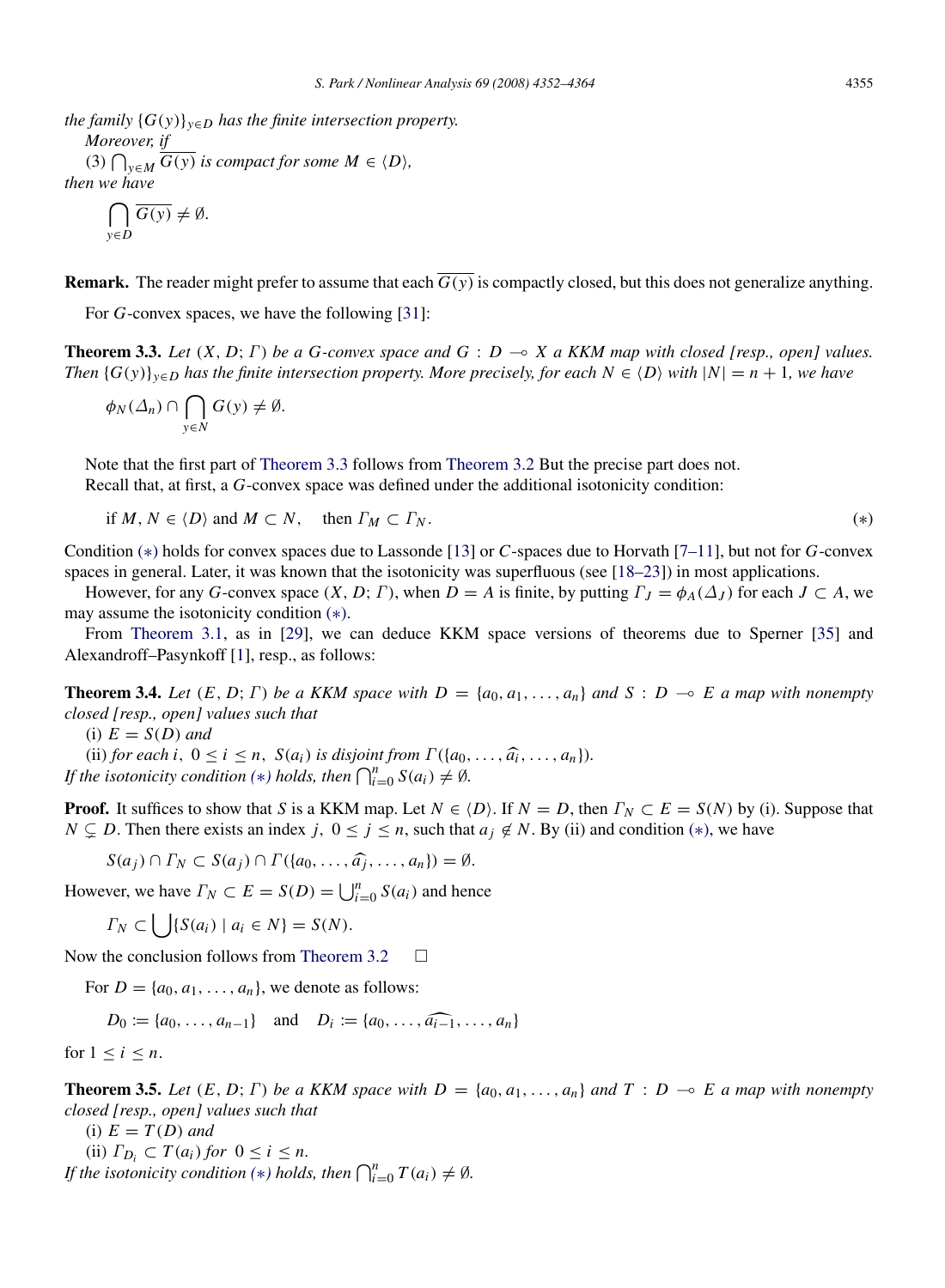*the family* $\{G(y)\}_{y\in D}$ *has the finite intersection property.*

*Moreover, if*

(3) $\bigcap_{y\in M} \overline{G(y)}$ *is compact for some* $M \in \langle D\rangle$,

*then we have*

$$\bigcap_{y\in D} \overline{G(y)} \neq \emptyset.$$

**Remark.** The reader might prefer to assume that each $\overline{G(y)}$ is compactly closed, but this does not generalize anything.

For $G$-convex spaces, we have the following [31]:

**Theorem 3.3.** *Let* $(X, D; \Gamma)$ *be a* $G$*-convex space and* $G : D \multimap X$ *a KKM map with closed [resp., open] values. Then* $\{G(y)\}_{y\in D}$ *has the finite intersection property. More precisely, for each* $N \in \langle D\rangle$ *with* $|N| = n+1$, *we have*

$$\phi_N(\Delta_n) \cap \bigcap_{y\in N} G(y) \neq \emptyset.$$

Note that the first part of Theorem 3.3 follows from Theorem 3.2 But the precise part does not.

Recall that, at first, a $G$-convex space was defined under the additional isotonicity condition:

$$\text{if } M, N \in \langle D\rangle \text{ and } M \subset N, \quad \text{then } \Gamma_M \subset \Gamma_N. \tag{$*$}$$

Condition $(*)$ holds for convex spaces due to Lassonde [13] or $C$-spaces due to Horvath [7–11], but not for $G$-convex spaces in general. Later, it was known that the isotonicity was superfluous (see [18–23]) in most applications.

However, for any $G$-convex space $(X, D; \Gamma)$, when $D = A$ is finite, by putting $\Gamma_J = \phi_A(\Delta_J)$ for each $J \subset A$, we may assume the isotonicity condition $(*)$.

From Theorem 3.1, as in [29], we can deduce KKM space versions of theorems due to Sperner [35] and Alexandroff–Pasynkoff [1], resp., as follows:

**Theorem 3.4.** *Let* $(E, D; \Gamma)$ *be a KKM space with* $D = \{a_0, a_1, \ldots, a_n\}$ *and* $S : D \multimap E$ *a map with nonempty closed [resp., open] values such that*

(i) $E = S(D)$ *and*

(ii) *for each* $i$, $0 \le i \le n$, $S(a_i)$ *is disjoint from* $\Gamma(\{a_0, \ldots, \widehat{a_i}, \ldots, a_n\})$.

*If the isotonicity condition* $(*)$ *holds, then* $\bigcap_{i=0}^{n} S(a_i) \neq \emptyset$.

**Proof.** It suffices to show that $S$ is a KKM map. Let $N \in \langle D\rangle$. If $N = D$, then $\Gamma_N \subset E = S(N)$ by (i). Suppose that $N \subsetneq D$. Then there exists an index $j$, $0 \le j \le n$, such that $a_j \notin N$. By (ii) and condition $(*)$, we have

$$S(a_j) \cap \Gamma_N \subset S(a_j) \cap \Gamma(\{a_0, \ldots, \widehat{a_j}, \ldots, a_n\}) = \emptyset.$$

However, we have $\Gamma_N \subset E = S(D) = \bigcup_{i=0}^{n} S(a_i)$ and hence

$$\Gamma_N \subset \bigcup\{S(a_i) \mid a_i \in N\} = S(N).$$

Now the conclusion follows from Theorem 3.2 $\square$

For $D = \{a_0, a_1, \ldots, a_n\}$, we denote as follows:

$$D_0 := \{a_0, \ldots, a_{n-1}\} \quad \text{and} \quad D_i := \{a_0, \ldots, \widehat{a_{i-1}}, \ldots, a_n\}$$

for $1 \le i \le n$.

**Theorem 3.5.** *Let* $(E, D; \Gamma)$ *be a KKM space with* $D = \{a_0, a_1, \ldots, a_n\}$ *and* $T : D \multimap E$ *a map with nonempty closed [resp., open] values such that*

(i) $E = T(D)$ *and*

(ii) $\Gamma_{D_i} \subset T(a_i)$ *for* $0 \le i \le n$.

*If the isotonicity condition* $(*)$ *holds, then* $\bigcap_{i=0}^{n} T(a_i) \neq \emptyset$.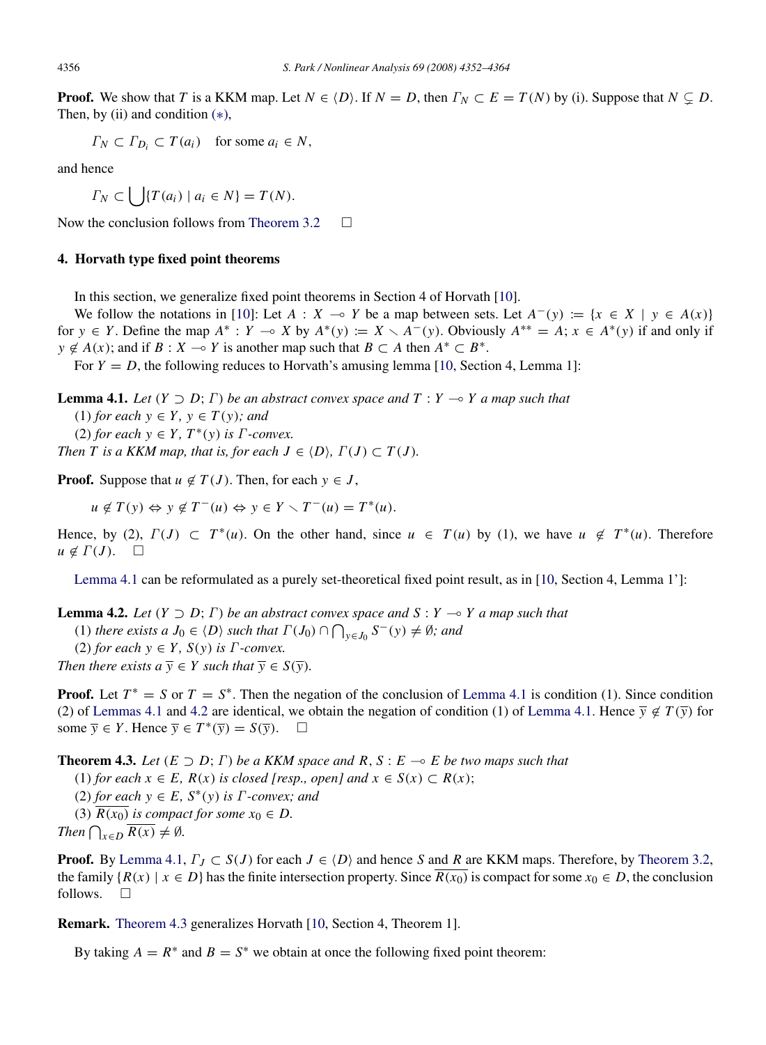**Proof.** We show that $T$ is a KKM map. Let $N \in \langle D \rangle$. If $N = D$, then $\Gamma_N \subset E = T(N)$ by (i). Suppose that $N \subsetneq D$. Then, by (ii) and condition (∗),

$$\Gamma_N \subset \Gamma_{D_i} \subset T(a_i) \quad \text{for some } a_i \in N,$$

and hence

$$\Gamma_N \subset \bigcup \{T(a_i) \mid a_i \in N\} = T(N).$$

Now the conclusion follows from Theorem 3.2 □

## 4. Horvath type fixed point theorems

In this section, we generalize fixed point theorems in Section 4 of Horvath [10].

We follow the notations in [10]: Let $A : X \multimap Y$ be a map between sets. Let $A^-(y) := \{x \in X \mid y \in A(x)\}$ for $y \in Y$. Define the map $A^* : Y \multimap X$ by $A^*(y) := X \setminus A^-(y)$. Obviously $A^{**} = A$; $x \in A^*(y)$ if and only if $y \notin A(x)$; and if $B : X \multimap Y$ is another map such that $B \subset A$ then $A^* \subset B^*$.

For $Y = D$, the following reduces to Horvath's amusing lemma [10, Section 4, Lemma 1]:

**Lemma 4.1.** *Let $(Y \supset D; \Gamma)$ be an abstract convex space and $T : Y \multimap Y$ a map such that*
(1) *for each $y \in Y$, $y \in T(y)$; and*
(2) *for each $y \in Y$, $T^*(y)$ is $\Gamma$-convex.*
*Then $T$ is a KKM map, that is, for each $J \in \langle D \rangle$, $\Gamma(J) \subset T(J)$.*

**Proof.** Suppose that $u \notin T(J)$. Then, for each $y \in J$,

$$u \notin T(y) \Leftrightarrow y \notin T^-(u) \Leftrightarrow y \in Y \setminus T^-(u) = T^*(u).$$

Hence, by (2), $\Gamma(J) \subset T^*(u)$. On the other hand, since $u \in T(u)$ by (1), we have $u \notin T^*(u)$. Therefore $u \notin \Gamma(J)$. □

Lemma 4.1 can be reformulated as a purely set-theoretical fixed point result, as in [10, Section 4, Lemma 1']:

**Lemma 4.2.** *Let $(Y \supset D; \Gamma)$ be an abstract convex space and $S : Y \multimap Y$ a map such that*
(1) *there exists a $J_0 \in \langle D \rangle$ such that $\Gamma(J_0) \cap \bigcap_{y \in J_0} S^-(y) \neq \emptyset$; and*
(2) *for each $y \in Y$, $S(y)$ is $\Gamma$-convex.*
*Then there exists a $\overline{y} \in Y$ such that $\overline{y} \in S(\overline{y})$.*

**Proof.** Let $T^* = S$ or $T = S^*$. Then the negation of the conclusion of Lemma 4.1 is condition (1). Since condition (2) of Lemmas 4.1 and 4.2 are identical, we obtain the negation of condition (1) of Lemma 4.1. Hence $\overline{y} \notin T(\overline{y})$ for some $\overline{y} \in Y$. Hence $\overline{y} \in T^*(\overline{y}) = S(\overline{y})$. □

**Theorem 4.3.** *Let $(E \supset D; \Gamma)$ be a KKM space and $R, S : E \multimap E$ be two maps such that*
(1) *for each $x \in E$, $R(x)$ is closed [resp., open] and $x \in S(x) \subset R(x)$;*
(2) *for each $y \in E$, $S^*(y)$ is $\Gamma$-convex; and*
(3) *$\overline{R(x_0)}$ is compact for some $x_0 \in D$.*
*Then $\bigcap_{x \in D} \overline{R(x)} \neq \emptyset$.*

**Proof.** By Lemma 4.1, $\Gamma_J \subset S(J)$ for each $J \in \langle D \rangle$ and hence $S$ and $R$ are KKM maps. Therefore, by Theorem 3.2, the family $\{R(x) \mid x \in D\}$ has the finite intersection property. Since $\overline{R(x_0)}$ is compact for some $x_0 \in D$, the conclusion follows. □

**Remark.** Theorem 4.3 generalizes Horvath [10, Section 4, Theorem 1].

By taking $A = R^*$ and $B = S^*$ we obtain at once the following fixed point theorem: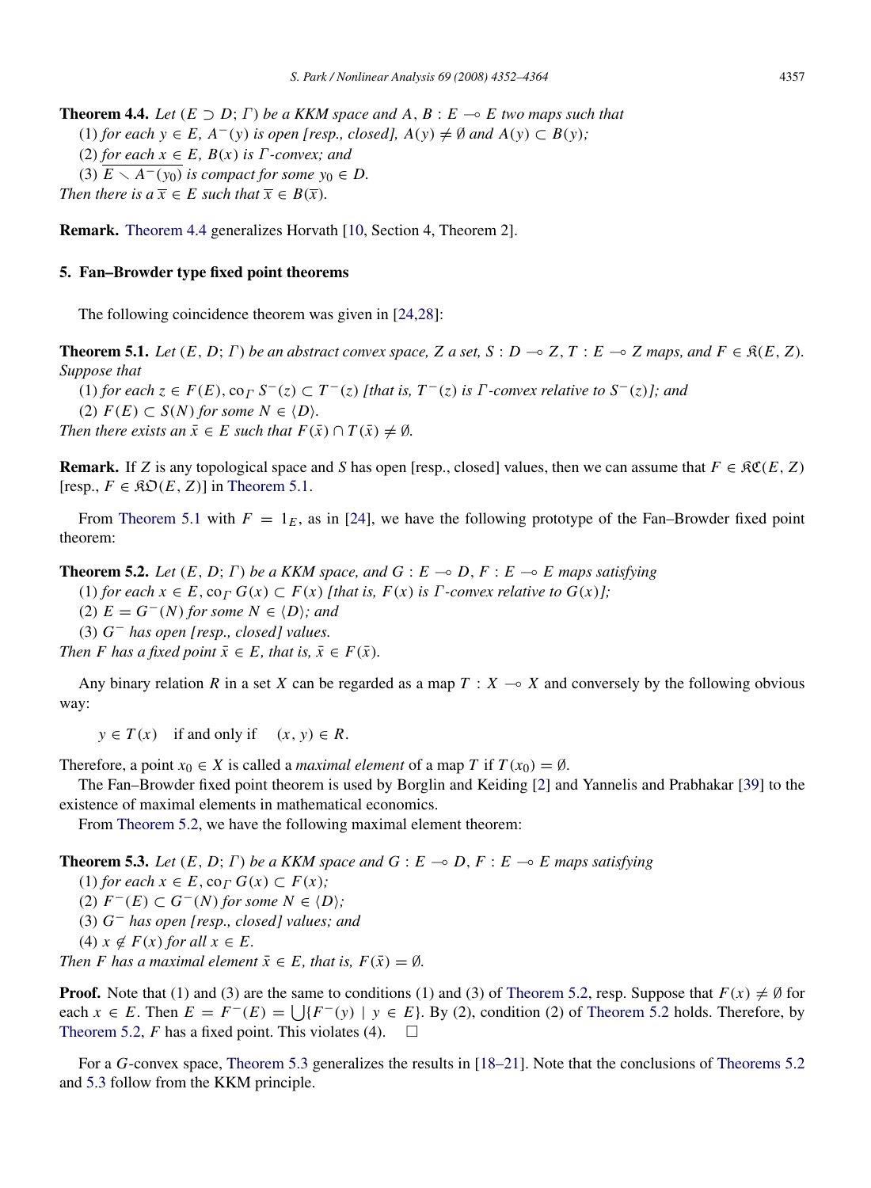**Theorem 4.4.** *Let $(E \supset D; \Gamma)$ be a KKM space and $A, B : E \multimap E$ two maps such that*

(1) *for each $y \in E$, $A^{-}(y)$ is open [resp., closed], $A(y) \neq \emptyset$ and $A(y) \subset B(y)$;*

(2) *for each $x \in E$, $B(x)$ is $\Gamma$-convex; and*

(3) *$E \setminus A^{-}(y_0)$ is compact for some $y_0 \in D$.*

*Then there is a $\overline{x} \in E$ such that $\overline{x} \in B(\overline{x})$.*

**Remark.** Theorem 4.4 generalizes Horvath [10, Section 4, Theorem 2].

## 5. Fan–Browder type fixed point theorems

The following coincidence theorem was given in [24,28]:

**Theorem 5.1.** *Let $(E, D; \Gamma)$ be an abstract convex space, $Z$ a set, $S : D \multimap Z$, $T : E \multimap Z$ maps, and $F \in \mathfrak{K}(E, Z)$. Suppose that*

(1) *for each $z \in F(E)$, $\mathrm{co}_\Gamma S^{-}(z) \subset T^{-}(z)$ [that is, $T^{-}(z)$ is $\Gamma$-convex relative to $S^{-}(z)$]; and*

(2) *$F(E) \subset S(N)$ for some $N \in \langle D \rangle$.*

*Then there exists an $\bar{x} \in E$ such that $F(\bar{x}) \cap T(\bar{x}) \neq \emptyset$.*

**Remark.** If $Z$ is any topological space and $S$ has open [resp., closed] values, then we can assume that $F \in \mathfrak{KC}(E, Z)$ [resp., $F \in \mathfrak{KO}(E, Z)$] in Theorem 5.1.

From Theorem 5.1 with $F = 1_E$, as in [24], we have the following prototype of the Fan–Browder fixed point theorem:

**Theorem 5.2.** *Let $(E, D; \Gamma)$ be a KKM space, and $G : E \multimap D$, $F : E \multimap E$ maps satisfying*

(1) *for each $x \in E$, $\mathrm{co}_\Gamma G(x) \subset F(x)$ [that is, $F(x)$ is $\Gamma$-convex relative to $G(x)$];*

(2) *$E = G^{-}(N)$ for some $N \in \langle D \rangle$; and*

(3) *$G^{-}$ has open [resp., closed] values.*

*Then $F$ has a fixed point $\bar{x} \in E$, that is, $\bar{x} \in F(\bar{x})$.*

Any binary relation $R$ in a set $X$ can be regarded as a map $T : X \multimap X$ and conversely by the following obvious way:

$$y \in T(x) \quad \text{if and only if} \quad (x, y) \in R.$$

Therefore, a point $x_0 \in X$ is called a *maximal element* of a map $T$ if $T(x_0) = \emptyset$.

The Fan–Browder fixed point theorem is used by Borglin and Keiding [2] and Yannelis and Prabhakar [39] to the existence of maximal elements in mathematical economics.

From Theorem 5.2, we have the following maximal element theorem:

**Theorem 5.3.** *Let $(E, D; \Gamma)$ be a KKM space and $G : E \multimap D$, $F : E \multimap E$ maps satisfying*

(1) *for each $x \in E$, $\mathrm{co}_\Gamma G(x) \subset F(x)$;*

(2) *$F^{-}(E) \subset G^{-}(N)$ for some $N \in \langle D \rangle$;*

(3) *$G^{-}$ has open [resp., closed] values; and*

(4) *$x \notin F(x)$ for all $x \in E$.*

*Then $F$ has a maximal element $\bar{x} \in E$, that is, $F(\bar{x}) = \emptyset$.*

**Proof.** Note that (1) and (3) are the same to conditions (1) and (3) of Theorem 5.2, resp. Suppose that $F(x) \neq \emptyset$ for each $x \in E$. Then $E = F^{-}(E) = \bigcup\{F^{-}(y) \mid y \in E\}$. By (2), condition (2) of Theorem 5.2 holds. Therefore, by Theorem 5.2, $F$ has a fixed point. This violates (4). $\square$

For a $G$-convex space, Theorem 5.3 generalizes the results in [18–21]. Note that the conclusions of Theorems 5.2 and 5.3 follow from the KKM principle.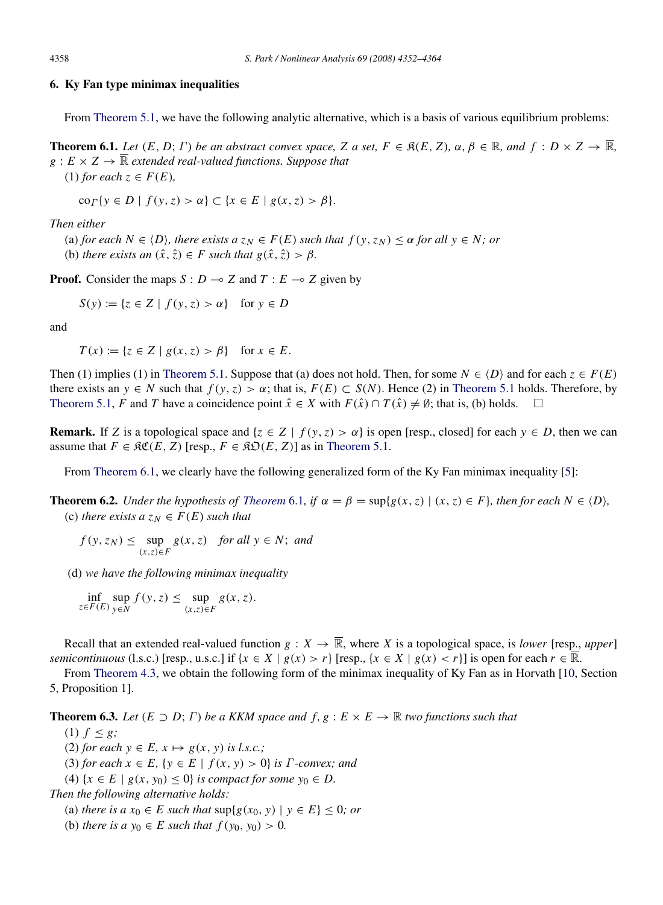## 6. Ky Fan type minimax inequalities

From Theorem 5.1, we have the following analytic alternative, which is a basis of various equilibrium problems:

**Theorem 6.1.** *Let $(E, D; \Gamma)$ be an abstract convex space, $Z$ a set, $F \in \mathfrak{K}(E, Z)$, $\alpha, \beta \in \mathbb{R}$, and $f : D \times Z \to \overline{\mathbb{R}}$, $g : E \times Z \to \overline{\mathbb{R}}$ extended real-valued functions. Suppose that*

(1) *for each $z \in F(E)$,*

$$\mathrm{co}_\Gamma\{y \in D \mid f(y, z) > \alpha\} \subset \{x \in E \mid g(x, z) > \beta\}.$$

*Then either*

(a) *for each $N \in \langle D \rangle$, there exists a $z_N \in F(E)$ such that $f(y, z_N) \leq \alpha$ for all $y \in N$; or*

(b) *there exists an $(\hat{x}, \hat{z}) \in F$ such that $g(\hat{x}, \hat{z}) > \beta$.*

**Proof.** Consider the maps $S : D \multimap Z$ and $T : E \multimap Z$ given by

$$S(y) := \{z \in Z \mid f(y, z) > \alpha\} \quad \text{for } y \in D$$

and

$$T(x) := \{z \in Z \mid g(x, z) > \beta\} \quad \text{for } x \in E.$$

Then (1) implies (1) in Theorem 5.1. Suppose that (a) does not hold. Then, for some $N \in \langle D \rangle$ and for each $z \in F(E)$ there exists an $y \in N$ such that $f(y, z) > \alpha$; that is, $F(E) \subset S(N)$. Hence (2) in Theorem 5.1 holds. Therefore, by Theorem 5.1, $F$ and $T$ have a coincidence point $\hat{x} \in X$ with $F(\hat{x}) \cap T(\hat{x}) \neq \emptyset$; that is, (b) holds. □

**Remark.** If $Z$ is a topological space and $\{z \in Z \mid f(y, z) > \alpha\}$ is open [resp., closed] for each $y \in D$, then we can assume that $F \in \mathfrak{KC}(E, Z)$ [resp., $F \in \mathfrak{KO}(E, Z)$] as in Theorem 5.1.

From Theorem 6.1, we clearly have the following generalized form of the Ky Fan minimax inequality [5]:

**Theorem 6.2.** *Under the hypothesis of Theorem 6.1, if $\alpha = \beta = \sup\{g(x, z) \mid (x, z) \in F\}$, then for each $N \in \langle D \rangle$,*

(c) *there exists a $z_N \in F(E)$ such that*

$$f(y, z_N) \leq \sup_{(x,z)\in F} g(x, z) \quad \text{for all } y \in N; \text{ and}$$

(d) *we have the following minimax inequality*

$$\inf_{z\in F(E)} \sup_{y\in N} f(y, z) \leq \sup_{(x,z)\in F} g(x, z).$$

Recall that an extended real-valued function $g : X \to \overline{\mathbb{R}}$, where $X$ is a topological space, is *lower* [resp., *upper*] *semicontinuous* (l.s.c.) [resp., u.s.c.] if $\{x \in X \mid g(x) > r\}$ [resp., $\{x \in X \mid g(x) < r\}$] is open for each $r \in \overline{\mathbb{R}}$.

From Theorem 4.3, we obtain the following form of the minimax inequality of Ky Fan as in Horvath [10, Section 5, Proposition 1].

**Theorem 6.3.** *Let $(E \supset D; \Gamma)$ be a KKM space and $f, g : E \times E \to \mathbb{R}$ two functions such that*

(1) *$f \leq g$;*

(2) *for each $y \in E$, $x \mapsto g(x, y)$ is l.s.c.;*

(3) *for each $x \in E$, $\{y \in E \mid f(x, y) > 0\}$ is $\Gamma$-convex; and*

(4) *$\{x \in E \mid g(x, y_0) \leq 0\}$ is compact for some $y_0 \in D$.*

*Then the following alternative holds:*

(a) *there is a $x_0 \in E$ such that $\sup\{g(x_0, y) \mid y \in E\} \leq 0$; or*

(b) *there is a $y_0 \in E$ such that $f(y_0, y_0) > 0$.*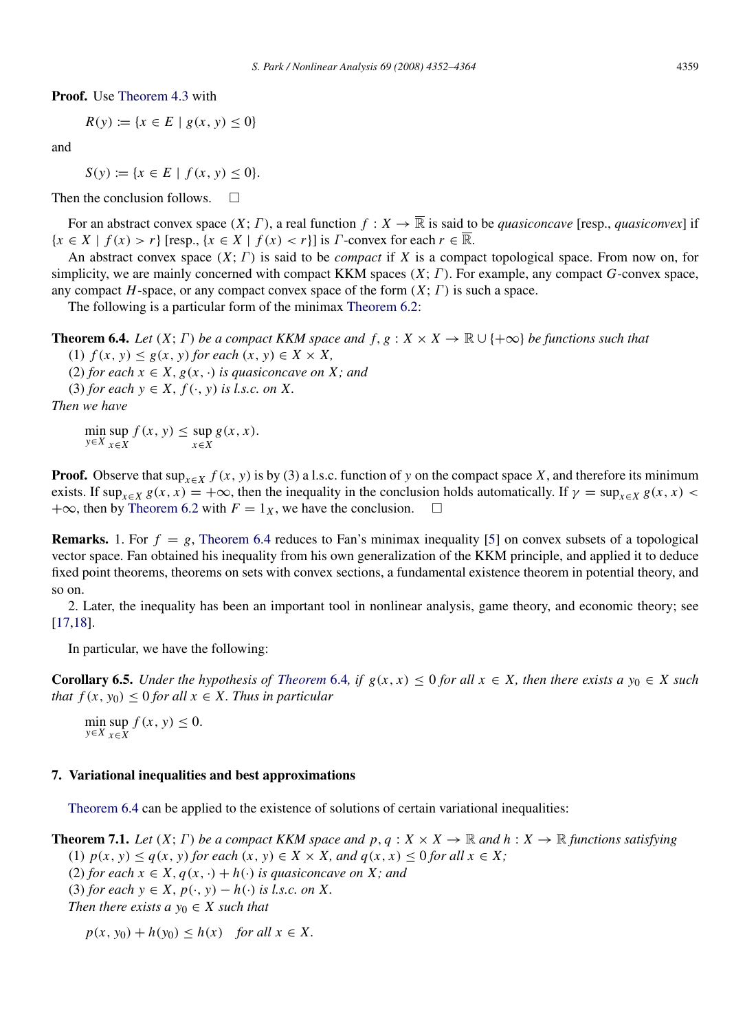**Proof.** Use Theorem 4.3 with

$$R(y) := \{x \in E \mid g(x, y) \leq 0\}$$

and

$$S(y) := \{x \in E \mid f(x, y) \leq 0\}.$$

Then the conclusion follows. $\square$

For an abstract convex space $(X; \Gamma)$, a real function $f : X \to \overline{\mathbb{R}}$ is said to be *quasiconcave* [resp., *quasiconvex*] if $\{x \in X \mid f(x) > r\}$ [resp., $\{x \in X \mid f(x) < r\}$] is $\Gamma$-convex for each $r \in \overline{\mathbb{R}}$.

An abstract convex space $(X; \Gamma)$ is said to be *compact* if $X$ is a compact topological space. From now on, for simplicity, we are mainly concerned with compact KKM spaces $(X; \Gamma)$. For example, any compact $G$-convex space, any compact $H$-space, or any compact convex space of the form $(X; \Gamma)$ is such a space.

The following is a particular form of the minimax Theorem 6.2:

**Theorem 6.4.** *Let $(X; \Gamma)$ be a compact KKM space and $f, g : X \times X \to \mathbb{R} \cup \{+\infty\}$ be functions such that*

(1) *$f(x, y) \leq g(x, y)$ for each $(x, y) \in X \times X$,*

(2) *for each $x \in X$, $g(x, \cdot)$ is quasiconcave on $X$; and*

(3) *for each $y \in X$, $f(\cdot, y)$ is l.s.c. on $X$.*

*Then we have*

$$\min_{y \in X} \sup_{x \in X} f(x, y) \leq \sup_{x \in X} g(x, x).$$

**Proof.** Observe that $\sup_{x \in X} f(x, y)$ is by (3) a l.s.c. function of $y$ on the compact space $X$, and therefore its minimum exists. If $\sup_{x \in X} g(x, x) = +\infty$, then the inequality in the conclusion holds automatically. If $\gamma = \sup_{x \in X} g(x, x) < +\infty$, then by Theorem 6.2 with $F = 1_X$, we have the conclusion. $\square$

**Remarks.** 1. For $f = g$, Theorem 6.4 reduces to Fan's minimax inequality [5] on convex subsets of a topological vector space. Fan obtained his inequality from his own generalization of the KKM principle, and applied it to deduce fixed point theorems, theorems on sets with convex sections, a fundamental existence theorem in potential theory, and so on.

2. Later, the inequality has been an important tool in nonlinear analysis, game theory, and economic theory; see [17,18].

In particular, we have the following:

**Corollary 6.5.** *Under the hypothesis of Theorem 6.4, if $g(x, x) \leq 0$ for all $x \in X$, then there exists a $y_0 \in X$ such that $f(x, y_0) \leq 0$ for all $x \in X$. Thus in particular*

$$\min_{y \in X} \sup_{x \in X} f(x, y) \leq 0.$$

## 7. Variational inequalities and best approximations

Theorem 6.4 can be applied to the existence of solutions of certain variational inequalities:

**Theorem 7.1.** *Let $(X; \Gamma)$ be a compact KKM space and $p, q : X \times X \to \mathbb{R}$ and $h : X \to \mathbb{R}$ functions satisfying*

(1) *$p(x, y) \leq q(x, y)$ for each $(x, y) \in X \times X$, and $q(x, x) \leq 0$ for all $x \in X$;*

(2) *for each $x \in X$, $q(x, \cdot) + h(\cdot)$ is quasiconcave on $X$; and*

(3) *for each $y \in X$, $p(\cdot, y) - h(\cdot)$ is l.s.c. on $X$.*

*Then there exists a $y_0 \in X$ such that*

$$p(x, y_0) + h(y_0) \leq h(x) \quad \textit{for all } x \in X.$$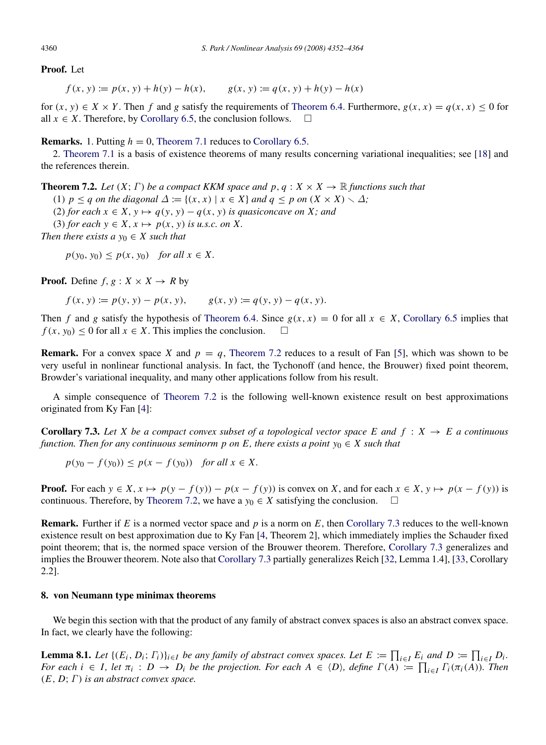**Proof.** Let

$$f(x, y) := p(x, y) + h(y) - h(x), \qquad g(x, y) := q(x, y) + h(y) - h(x)$$

for $(x, y) \in X \times Y$. Then $f$ and $g$ satisfy the requirements of Theorem 6.4. Furthermore, $g(x, x) = q(x, x) \leq 0$ for all $x \in X$. Therefore, by Corollary 6.5, the conclusion follows. $\square$

**Remarks.** 1. Putting $h = 0$, Theorem 7.1 reduces to Corollary 6.5.

2. Theorem 7.1 is a basis of existence theorems of many results concerning variational inequalities; see [18] and the references therein.

**Theorem 7.2.** *Let $(X; \Gamma)$ be a compact KKM space and $p, q : X \times X \to \mathbb{R}$ functions such that*

(1) *$p \leq q$ on the diagonal $\Delta := \{(x, x) \mid x \in X\}$ and $q \leq p$ on $(X \times X) \setminus \Delta$;*

(2) *for each $x \in X$, $y \mapsto q(y, y) - q(x, y)$ is quasiconcave on $X$; and*

(3) *for each $y \in X$, $x \mapsto p(x, y)$ is u.s.c. on $X$.*

*Then there exists a $y_0 \in X$ such that*

$$p(y_0, y_0) \leq p(x, y_0) \quad \textit{for all } x \in X.$$

**Proof.** Define $f, g : X \times X \to R$ by

$$f(x, y) := p(y, y) - p(x, y), \qquad g(x, y) := q(y, y) - q(x, y).$$

Then $f$ and $g$ satisfy the hypothesis of Theorem 6.4. Since $g(x, x) = 0$ for all $x \in X$, Corollary 6.5 implies that $f(x, y_0) \leq 0$ for all $x \in X$. This implies the conclusion. $\square$

**Remark.** For a convex space $X$ and $p = q$, Theorem 7.2 reduces to a result of Fan [5], which was shown to be very useful in nonlinear functional analysis. In fact, the Tychonoff (and hence, the Brouwer) fixed point theorem, Browder's variational inequality, and many other applications follow from his result.

A simple consequence of Theorem 7.2 is the following well-known existence result on best approximations originated from Ky Fan [4]:

**Corollary 7.3.** *Let $X$ be a compact convex subset of a topological vector space $E$ and $f : X \to E$ a continuous function. Then for any continuous seminorm $p$ on $E$, there exists a point $y_0 \in X$ such that*

$$p(y_0 - f(y_0)) \leq p(x - f(y_0)) \quad \textit{for all } x \in X.$$

**Proof.** For each $y \in X$, $x \mapsto p(y - f(y)) - p(x - f(y))$ is convex on $X$, and for each $x \in X$, $y \mapsto p(x - f(y))$ is continuous. Therefore, by Theorem 7.2, we have a $y_0 \in X$ satisfying the conclusion. $\square$

**Remark.** Further if $E$ is a normed vector space and $p$ is a norm on $E$, then Corollary 7.3 reduces to the well-known existence result on best approximation due to Ky Fan [4, Theorem 2], which immediately implies the Schauder fixed point theorem; that is, the normed space version of the Brouwer theorem. Therefore, Corollary 7.3 generalizes and implies the Brouwer theorem. Note also that Corollary 7.3 partially generalizes Reich [32, Lemma 1.4], [33, Corollary 2.2].

## 8. von Neumann type minimax theorems

We begin this section with that the product of any family of abstract convex spaces is also an abstract convex space. In fact, we clearly have the following:

**Lemma 8.1.** *Let $\{(E_i, D_i; \Gamma_i)\}_{i \in I}$ be any family of abstract convex spaces. Let $E := \prod_{i \in I} E_i$ and $D := \prod_{i \in I} D_i$. For each $i \in I$, let $\pi_i : D \to D_i$ be the projection. For each $A \in \langle D \rangle$, define $\Gamma(A) := \prod_{i \in I} \Gamma_i(\pi_i(A))$. Then $(E, D; \Gamma)$ is an abstract convex space.*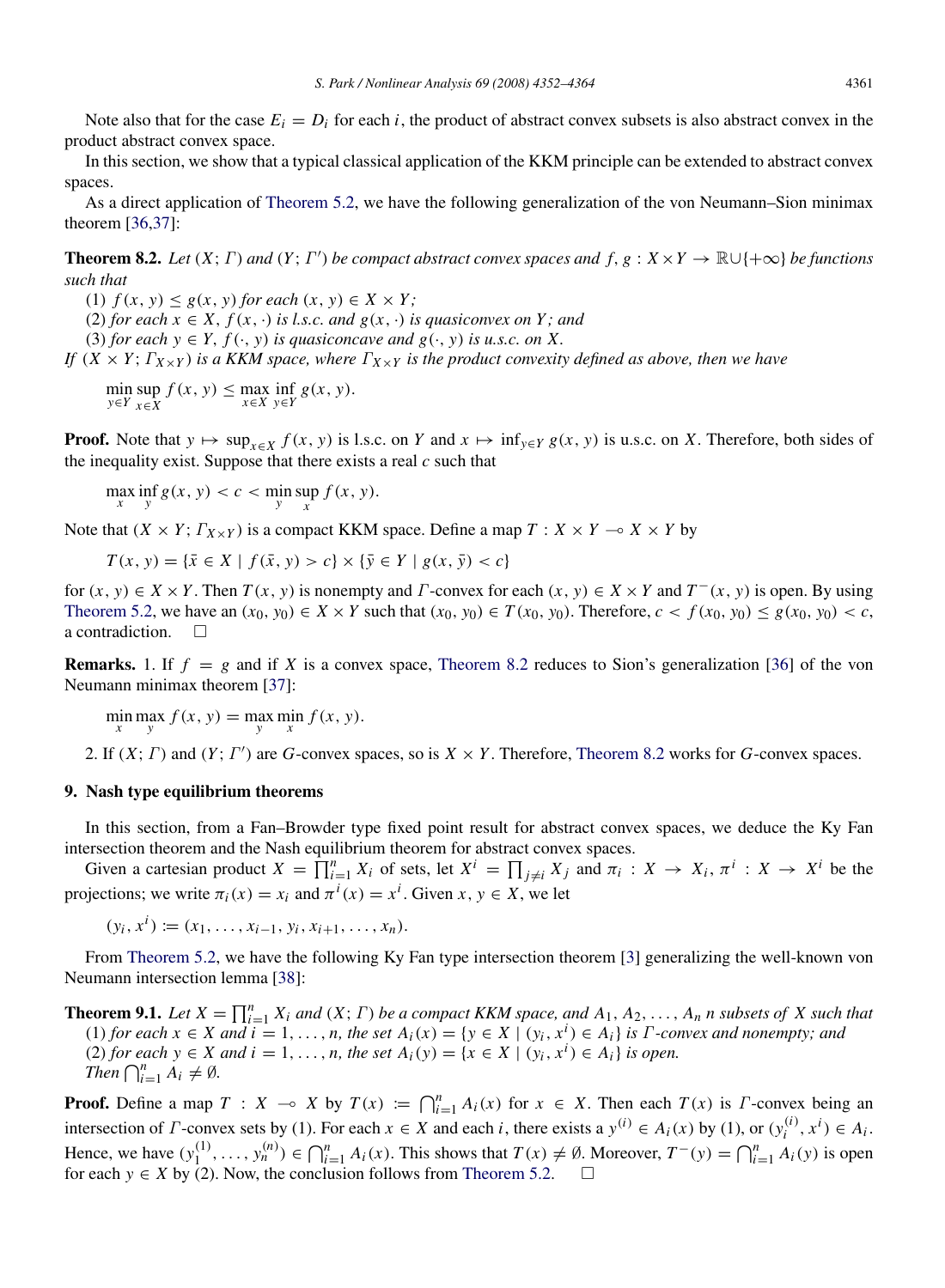Note also that for the case $E_i = D_i$ for each $i$, the product of abstract convex subsets is also abstract convex in the product abstract convex space.

In this section, we show that a typical classical application of the KKM principle can be extended to abstract convex spaces.

As a direct application of Theorem 5.2, we have the following generalization of the von Neumann–Sion minimax theorem [36,37]:

**Theorem 8.2.** *Let $(X; \Gamma)$ and $(Y; \Gamma')$ be compact abstract convex spaces and $f, g : X \times Y \to \mathbb{R} \cup \{+\infty\}$ be functions such that*

(1) *$f(x, y) \leq g(x, y)$ for each $(x, y) \in X \times Y$;*
(2) *for each $x \in X$, $f(x, \cdot)$ is l.s.c. and $g(x, \cdot)$ is quasiconvex on $Y$; and*
(3) *for each $y \in Y$, $f(\cdot, y)$ is quasiconcave and $g(\cdot, y)$ is u.s.c. on $X$.*

*If $(X \times Y; \Gamma_{X \times Y})$ is a KKM space, where $\Gamma_{X \times Y}$ is the product convexity defined as above, then we have*

$$\min_{y \in Y} \sup_{x \in X} f(x, y) \leq \max_{x \in X} \inf_{y \in Y} g(x, y).$$

**Proof.** Note that $y \mapsto \sup_{x \in X} f(x, y)$ is l.s.c. on $Y$ and $x \mapsto \inf_{y \in Y} g(x, y)$ is u.s.c. on $X$. Therefore, both sides of the inequality exist. Suppose that there exists a real $c$ such that

$$\max_x \inf_y g(x, y) < c < \min_y \sup_x f(x, y).$$

Note that $(X \times Y; \Gamma_{X \times Y})$ is a compact KKM space. Define a map $T : X \times Y \multimap X \times Y$ by

$$T(x, y) = \{\bar{x} \in X \mid f(\bar{x}, y) > c\} \times \{\bar{y} \in Y \mid g(x, \bar{y}) < c\}$$

for $(x, y) \in X \times Y$. Then $T(x, y)$ is nonempty and $\Gamma$-convex for each $(x, y) \in X \times Y$ and $T^{-}(x, y)$ is open. By using Theorem 5.2, we have an $(x_0, y_0) \in X \times Y$ such that $(x_0, y_0) \in T(x_0, y_0)$. Therefore, $c < f(x_0, y_0) \leq g(x_0, y_0) < c$, a contradiction. $\square$

**Remarks.** 1. If $f = g$ and if $X$ is a convex space, Theorem 8.2 reduces to Sion's generalization [36] of the von Neumann minimax theorem [37]:

$$\min_x \max_y f(x, y) = \max_y \min_x f(x, y).$$

2. If $(X; \Gamma)$ and $(Y; \Gamma')$ are $G$-convex spaces, so is $X \times Y$. Therefore, Theorem 8.2 works for $G$-convex spaces.

## 9. Nash type equilibrium theorems

In this section, from a Fan–Browder type fixed point result for abstract convex spaces, we deduce the Ky Fan intersection theorem and the Nash equilibrium theorem for abstract convex spaces.

Given a cartesian product $X = \prod_{i=1}^{n} X_i$ of sets, let $X^i = \prod_{j \neq i} X_j$ and $\pi_i : X \to X_i$, $\pi^i : X \to X^i$ be the projections; we write $\pi_i(x) = x_i$ and $\pi^i(x) = x^i$. Given $x, y \in X$, we let

$$(y_i, x^i) := (x_1, \ldots, x_{i-1}, y_i, x_{i+1}, \ldots, x_n).$$

From Theorem 5.2, we have the following Ky Fan type intersection theorem [3] generalizing the well-known von Neumann intersection lemma [38]:

**Theorem 9.1.** *Let $X = \prod_{i=1}^{n} X_i$ and $(X; \Gamma)$ be a compact KKM space, and $A_1, A_2, \ldots, A_n$ $n$ subsets of $X$ such that*

(1) *for each $x \in X$ and $i = 1, \ldots, n$, the set $A_i(x) = \{y \in X \mid (y_i, x^i) \in A_i\}$ is $\Gamma$-convex and nonempty; and*
(2) *for each $y \in X$ and $i = 1, \ldots, n$, the set $A_i(y) = \{x \in X \mid (y_i, x^i) \in A_i\}$ is open.*

*Then $\bigcap_{i=1}^{n} A_i \neq \emptyset$.*

**Proof.** Define a map $T : X \multimap X$ by $T(x) := \bigcap_{i=1}^{n} A_i(x)$ for $x \in X$. Then each $T(x)$ is $\Gamma$-convex being an intersection of $\Gamma$-convex sets by (1). For each $x \in X$ and each $i$, there exists a $y^{(i)} \in A_i(x)$ by (1), or $(y_i^{(i)}, x^i) \in A_i$. Hence, we have $(y_1^{(1)}, \ldots, y_n^{(n)}) \in \bigcap_{i=1}^{n} A_i(x)$. This shows that $T(x) \neq \emptyset$. Moreover, $T^{-}(y) = \bigcap_{i=1}^{n} A_i(y)$ is open for each $y \in X$ by (2). Now, the conclusion follows from Theorem 5.2. $\square$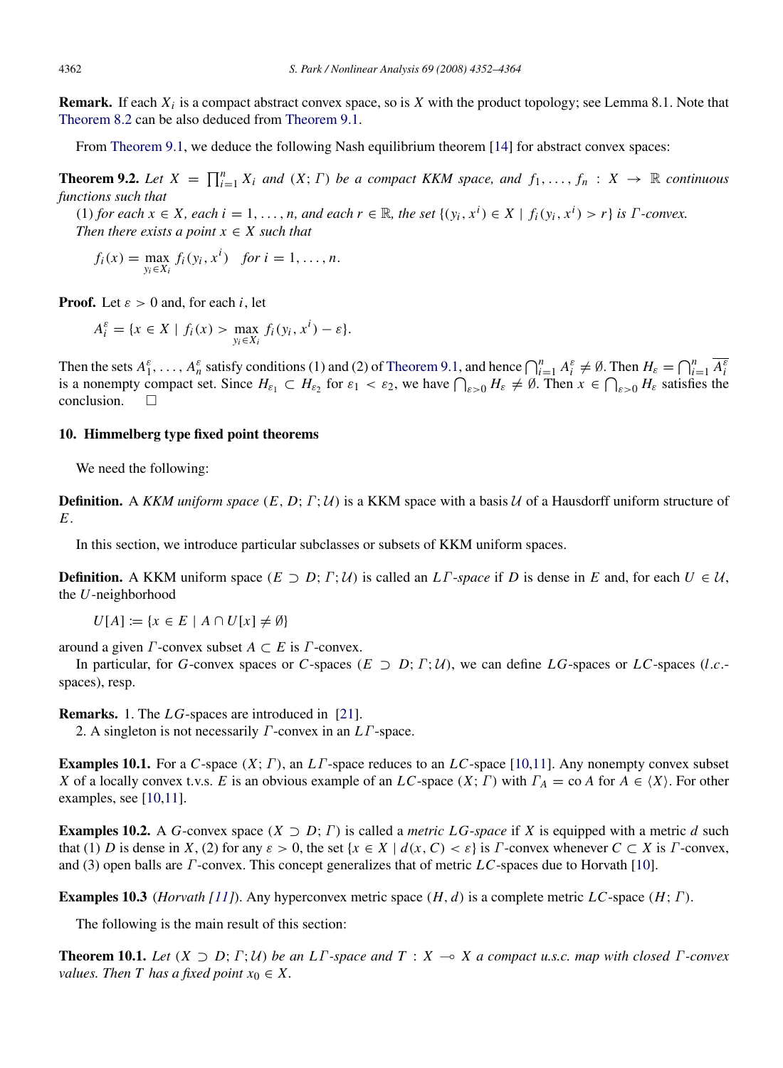**Remark.** If each $X_i$ is a compact abstract convex space, so is $X$ with the product topology; see Lemma 8.1. Note that Theorem 8.2 can be also deduced from Theorem 9.1.

From Theorem 9.1, we deduce the following Nash equilibrium theorem [14] for abstract convex spaces:

**Theorem 9.2.** *Let $X = \prod_{i=1}^n X_i$ and $(X; \Gamma)$ be a compact KKM space, and $f_1, \ldots, f_n : X \to \mathbb{R}$ continuous functions such that*

(1) *for each $x \in X$, each $i = 1, \ldots, n$, and each $r \in \mathbb{R}$, the set $\{(y_i, x^i) \in X \mid f_i(y_i, x^i) > r\}$ is $\Gamma$-convex.*

*Then there exists a point $x \in X$ such that*

$$f_i(x) = \max_{y_i \in X_i} f_i(y_i, x^i) \quad \textit{for } i = 1, \ldots, n.$$

**Proof.** Let $\varepsilon > 0$ and, for each $i$, let

$$A_i^\varepsilon = \{x \in X \mid f_i(x) > \max_{y_i \in X_i} f_i(y_i, x^i) - \varepsilon\}.$$

Then the sets $A_1^\varepsilon, \ldots, A_n^\varepsilon$ satisfy conditions (1) and (2) of Theorem 9.1, and hence $\bigcap_{i=1}^n A_i^\varepsilon \neq \emptyset$. Then $H_\varepsilon = \bigcap_{i=1}^n \overline{A_i^\varepsilon}$ is a nonempty compact set. Since $H_{\varepsilon_1} \subset H_{\varepsilon_2}$ for $\varepsilon_1 < \varepsilon_2$, we have $\bigcap_{\varepsilon > 0} H_\varepsilon \neq \emptyset$. Then $x \in \bigcap_{\varepsilon > 0} H_\varepsilon$ satisfies the conclusion. $\square$

## 10. Himmelberg type fixed point theorems

We need the following:

**Definition.** A *KKM uniform space* $(E, D; \Gamma; \mathcal{U})$ is a KKM space with a basis $\mathcal{U}$ of a Hausdorff uniform structure of $E$.

In this section, we introduce particular subclasses or subsets of KKM uniform spaces.

**Definition.** A KKM uniform space $(E \supset D; \Gamma; \mathcal{U})$ is called an *$L\Gamma$-space* if $D$ is dense in $E$ and, for each $U \in \mathcal{U}$, the $U$-neighborhood

$$U[A] := \{x \in E \mid A \cap U[x] \neq \emptyset\}$$

around a given $\Gamma$-convex subset $A \subset E$ is $\Gamma$-convex.

In particular, for $G$-convex spaces or $C$-spaces $(E \supset D; \Gamma; \mathcal{U})$, we can define $LG$-spaces or $LC$-spaces ($l.c.$-spaces), resp.

**Remarks.** 1. The $LG$-spaces are introduced in [21].

2. A singleton is not necessarily $\Gamma$-convex in an $L\Gamma$-space.

**Examples 10.1.** For a $C$-space $(X; \Gamma)$, an $L\Gamma$-space reduces to an $LC$-space [10,11]. Any nonempty convex subset $X$ of a locally convex t.v.s. $E$ is an obvious example of an $LC$-space $(X; \Gamma)$ with $\Gamma_A = \operatorname{co} A$ for $A \in \langle X \rangle$. For other examples, see [10,11].

**Examples 10.2.** A $G$-convex space $(X \supset D; \Gamma)$ is called a *metric $LG$-space* if $X$ is equipped with a metric $d$ such that (1) $D$ is dense in $X$, (2) for any $\varepsilon > 0$, the set $\{x \in X \mid d(x, C) < \varepsilon\}$ is $\Gamma$-convex whenever $C \subset X$ is $\Gamma$-convex, and (3) open balls are $\Gamma$-convex. This concept generalizes that of metric $LC$-spaces due to Horvath [10].

**Examples 10.3** (*Horvath [11]*). Any hyperconvex metric space $(H, d)$ is a complete metric $LC$-space $(H; \Gamma)$.

The following is the main result of this section:

**Theorem 10.1.** *Let $(X \supset D; \Gamma; \mathcal{U})$ be an $L\Gamma$-space and $T : X \multimap X$ a compact u.s.c. map with closed $\Gamma$-convex values. Then $T$ has a fixed point $x_0 \in X$.*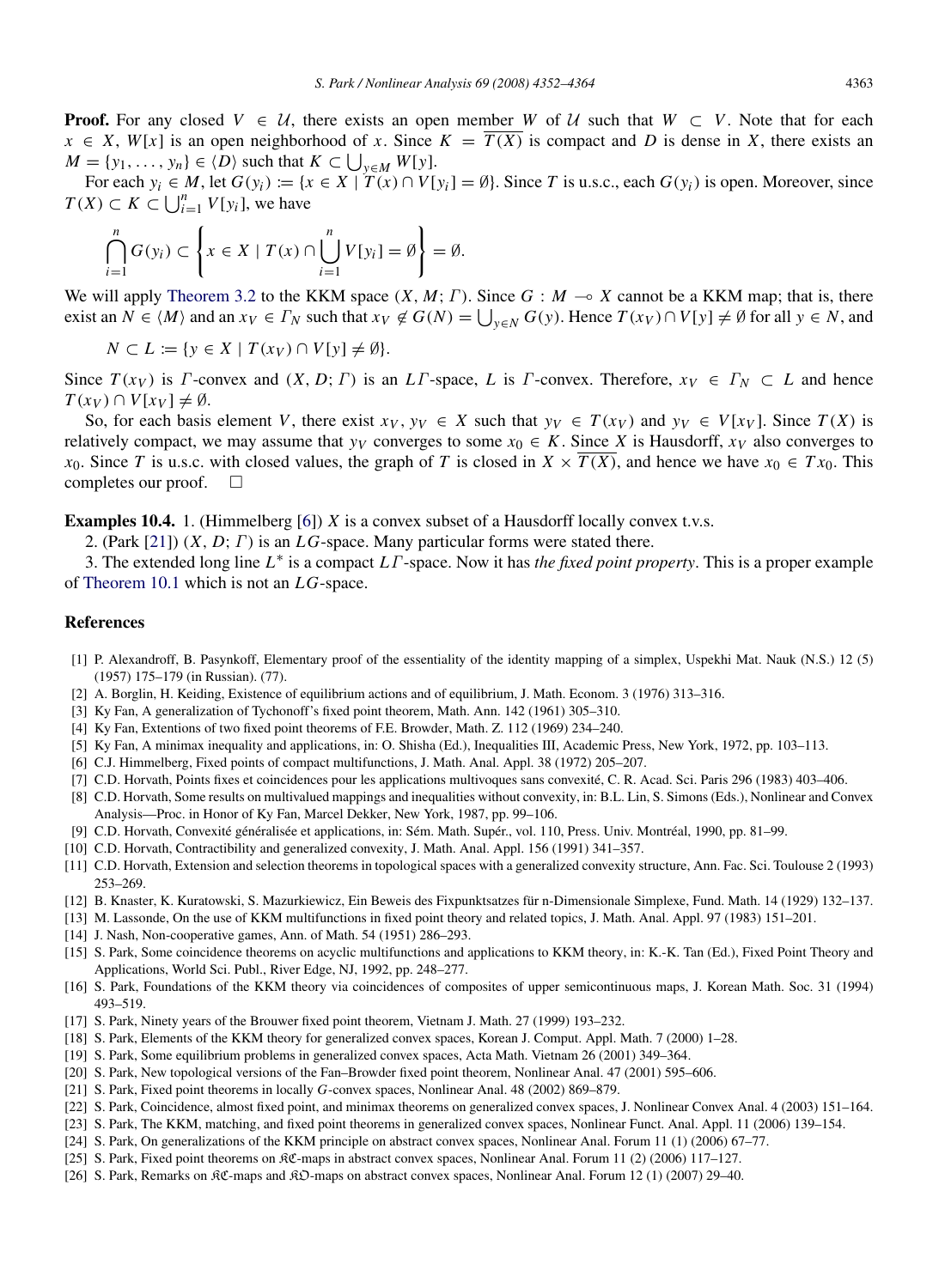**Proof.** For any closed $V \in \mathcal{U}$, there exists an open member $W$ of $\mathcal{U}$ such that $W \subset V$. Note that for each $x \in X$, $W[x]$ is an open neighborhood of $x$. Since $K = \overline{T(X)}$ is compact and $D$ is dense in $X$, there exists an $M = \{y_1, \ldots, y_n\} \in \langle D \rangle$ such that $K \subset \bigcup_{y \in M} W[y]$.

For each $y_i \in M$, let $G(y_i) := \{x \in X \mid T(x) \cap V[y_i] = \emptyset\}$. Since $T$ is u.s.c., each $G(y_i)$ is open. Moreover, since $T(X) \subset K \subset \bigcup_{i=1}^n V[y_i]$, we have

$$\bigcap_{i=1}^n G(y_i) \subset \left\{ x \in X \mid T(x) \cap \bigcup_{i=1}^n V[y_i] = \emptyset \right\} = \emptyset.$$

We will apply Theorem 3.2 to the KKM space $(X, M; \Gamma)$. Since $G : M \multimap X$ cannot be a KKM map; that is, there exist an $N \in \langle M \rangle$ and an $x_V \in \Gamma_N$ such that $x_V \notin G(N) = \bigcup_{y \in N} G(y)$. Hence $T(x_V) \cap V[y] \neq \emptyset$ for all $y \in N$, and

$$N \subset L := \{y \in X \mid T(x_V) \cap V[y] \neq \emptyset\}.$$

Since $T(x_V)$ is $\Gamma$-convex and $(X, D; \Gamma)$ is an $L\Gamma$-space, $L$ is $\Gamma$-convex. Therefore, $x_V \in \Gamma_N \subset L$ and hence $T(x_V) \cap V[x_V] \neq \emptyset$.

So, for each basis element $V$, there exist $x_V, y_V \in X$ such that $y_V \in T(x_V)$ and $y_V \in V[x_V]$. Since $T(X)$ is relatively compact, we may assume that $y_V$ converges to some $x_0 \in K$. Since $X$ is Hausdorff, $x_V$ also converges to $x_0$. Since $T$ is u.s.c. with closed values, the graph of $T$ is closed in $X \times \overline{T(X)}$, and hence we have $x_0 \in T x_0$. This completes our proof. $\square$

**Examples 10.4.** 1. (Himmelberg [6]) $X$ is a convex subset of a Hausdorff locally convex t.v.s.

2. (Park [21]) $(X, D; \Gamma)$ is an $LG$-space. Many particular forms were stated there.

3. The extended long line $L^*$ is a compact $L\Gamma$-space. Now it has *the fixed point property*. This is a proper example of Theorem 10.1 which is not an $LG$-space.

## References

[1] P. Alexandroff, B. Pasynkoff, Elementary proof of the essentiality of the identity mapping of a simplex, Uspekhi Mat. Nauk (N.S.) 12 (5) (1957) 175–179 (in Russian). (77).

[2] A. Borglin, H. Keiding, Existence of equilibrium actions and of equilibrium, J. Math. Econom. 3 (1976) 313–316.

[3] Ky Fan, A generalization of Tychonoff's fixed point theorem, Math. Ann. 142 (1961) 305–310.

[4] Ky Fan, Extentions of two fixed point theorems of F.E. Browder, Math. Z. 112 (1969) 234–240.

[5] Ky Fan, A minimax inequality and applications, in: O. Shisha (Ed.), Inequalities III, Academic Press, New York, 1972, pp. 103–113.

[6] C.J. Himmelberg, Fixed points of compact multifunctions, J. Math. Anal. Appl. 38 (1972) 205–207.

[7] C.D. Horvath, Points fixes et coincidences pour les applications multivoques sans convexité, C. R. Acad. Sci. Paris 296 (1983) 403–406.

[8] C.D. Horvath, Some results on multivalued mappings and inequalities without convexity, in: B.L. Lin, S. Simons (Eds.), Nonlinear and Convex Analysis—Proc. in Honor of Ky Fan, Marcel Dekker, New York, 1987, pp. 99–106.

[9] C.D. Horvath, Convexité généralisée et applications, in: Sém. Math. Supér., vol. 110, Press. Univ. Montréal, 1990, pp. 81–99.

[10] C.D. Horvath, Contractibility and generalized convexity, J. Math. Anal. Appl. 156 (1991) 341–357.

[11] C.D. Horvath, Extension and selection theorems in topological spaces with a generalized convexity structure, Ann. Fac. Sci. Toulouse 2 (1993) 253–269.

[12] B. Knaster, K. Kuratowski, S. Mazurkiewicz, Ein Beweis des Fixpunktsatzes für n-Dimensionale Simplexe, Fund. Math. 14 (1929) 132–137.

[13] M. Lassonde, On the use of KKM multifunctions in fixed point theory and related topics, J. Math. Anal. Appl. 97 (1983) 151–201.

[14] J. Nash, Non-cooperative games, Ann. of Math. 54 (1951) 286–293.

[15] S. Park, Some coincidence theorems on acyclic multifunctions and applications to KKM theory, in: K.-K. Tan (Ed.), Fixed Point Theory and Applications, World Sci. Publ., River Edge, NJ, 1992, pp. 248–277.

[16] S. Park, Foundations of the KKM theory via coincidences of composites of upper semicontinuous maps, J. Korean Math. Soc. 31 (1994) 493–519.

[17] S. Park, Ninety years of the Brouwer fixed point theorem, Vietnam J. Math. 27 (1999) 193–232.

[18] S. Park, Elements of the KKM theory for generalized convex spaces, Korean J. Comput. Appl. Math. 7 (2000) 1–28.

[19] S. Park, Some equilibrium problems in generalized convex spaces, Acta Math. Vietnam 26 (2001) 349–364.

[20] S. Park, New topological versions of the Fan–Browder fixed point theorem, Nonlinear Anal. 47 (2001) 595–606.

[21] S. Park, Fixed point theorems in locally $G$-convex spaces, Nonlinear Anal. 48 (2002) 869–879.

[22] S. Park, Coincidence, almost fixed point, and minimax theorems on generalized convex spaces, J. Nonlinear Convex Anal. 4 (2003) 151–164.

[23] S. Park, The KKM, matching, and fixed point theorems in generalized convex spaces, Nonlinear Funct. Anal. Appl. 11 (2006) 139–154.

[24] S. Park, On generalizations of the KKM principle on abstract convex spaces, Nonlinear Anal. Forum 11 (1) (2006) 67–77.

[25] S. Park, Fixed point theorems on $\mathfrak{KC}$-maps in abstract convex spaces, Nonlinear Anal. Forum 11 (2) (2006) 117–127.

[26] S. Park, Remarks on $\mathfrak{KC}$-maps and $\mathfrak{KO}$-maps on abstract convex spaces, Nonlinear Anal. Forum 12 (1) (2007) 29–40.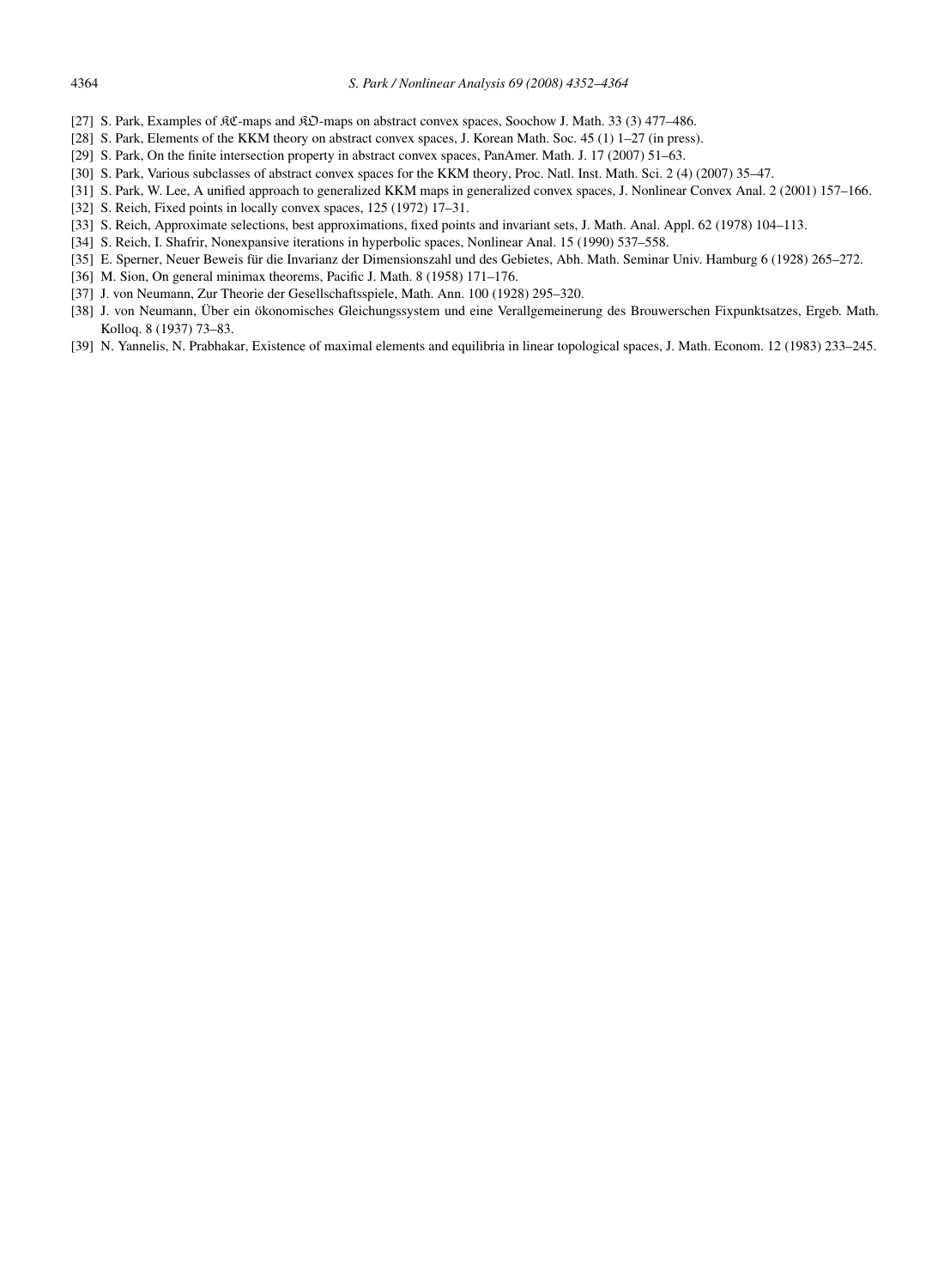[27] S. Park, Examples of $\mathfrak{KC}$-maps and $\mathfrak{KO}$-maps on abstract convex spaces, Soochow J. Math. 33 (3) 477–486.

[28] S. Park, Elements of the KKM theory on abstract convex spaces, J. Korean Math. Soc. 45 (1) 1–27 (in press).

[29] S. Park, On the finite intersection property in abstract convex spaces, PanAmer. Math. J. 17 (2007) 51–63.

[30] S. Park, Various subclasses of abstract convex spaces for the KKM theory, Proc. Natl. Inst. Math. Sci. 2 (4) (2007) 35–47.

[31] S. Park, W. Lee, A unified approach to generalized KKM maps in generalized convex spaces, J. Nonlinear Convex Anal. 2 (2001) 157–166.

[32] S. Reich, Fixed points in locally convex spaces, 125 (1972) 17–31.

[33] S. Reich, Approximate selections, best approximations, fixed points and invariant sets, J. Math. Anal. Appl. 62 (1978) 104–113.

[34] S. Reich, I. Shafrir, Nonexpansive iterations in hyperbolic spaces, Nonlinear Anal. 15 (1990) 537–558.

[35] E. Sperner, Neuer Beweis für die Invarianz der Dimensionszahl und des Gebietes, Abh. Math. Seminar Univ. Hamburg 6 (1928) 265–272.

[36] M. Sion, On general minimax theorems, Pacific J. Math. 8 (1958) 171–176.

[37] J. von Neumann, Zur Theorie der Gesellschaftsspiele, Math. Ann. 100 (1928) 295–320.

[38] J. von Neumann, Über ein ökonomisches Gleichungssystem und eine Verallgemeinerung des Brouwerschen Fixpunktsatzes, Ergeb. Math. Kolloq. 8 (1937) 73–83.

[39] N. Yannelis, N. Prabhakar, Existence of maximal elements and equilibria in linear topological spaces, J. Math. Econom. 12 (1983) 233–245.